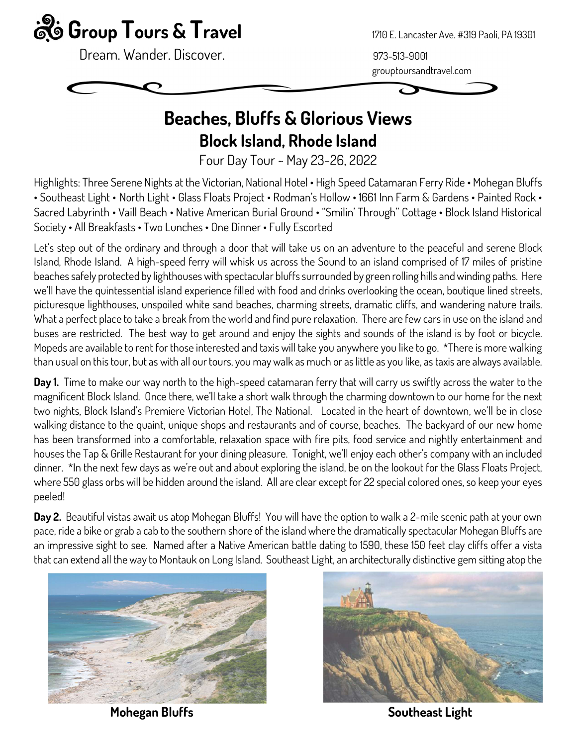# Group Tours & Travel

Dream. Wander. Discover.

1710 E. Lancaster Ave. #319 Paoli, PA 19301

973-513-9001

grouptoursandtravel.com

## Beaches, Bluffs & Glorious Views

## Block Island, Rhode Island

Four Day Tour ~ May 23-26, 2022

Highlights: Three Serene Nights at the Victorian, National Hotel • High Speed Catamaran Ferry Ride • Mohegan Bluffs • Southeast Light • North Light • Glass Floats Project • Rodman's Hollow • 1661 Inn Farm & Gardens • Painted Rock • Sacred Labyrinth • Vaill Beach • Native American Burial Ground • "Smilin' Through" Cottage • Block Island Historical Society • All Breakfasts • Two Lunches • One Dinner • Fully Escorted

Let's step out of the ordinary and through a door that will take us on an adventure to the peaceful and serene Block Island, Rhode Island. A high-speed ferry will whisk us across the Sound to an island comprised of 17 miles of pristine beaches safely protected by lighthouses with spectacular bluffs surrounded by green rolling hills and winding paths. Here we'll have the quintessential island experience filled with food and drinks overlooking the ocean, boutique lined streets, picturesque lighthouses, unspoiled white sand beaches, charming streets, dramatic cliffs, and wandering nature trails. What a perfect place to take a break from the world and find pure relaxation. There are few cars in use on the island and buses are restricted. The best way to get around and enjoy the sights and sounds of the island is by foot or bicycle. Mopeds are available to rent for those interested and taxis will take you anywhere you like to go. *There is more walking than usual on this tour, but as with all our tours, you may walk as much or as little as you like, as taxis are always available.

**Day 1.** Time to make our way north to the high-speed catamaran ferry that will carry us swiftly across the water to the magnificent Block Island. Once there, we'll take a short walk through the charming downtown to our home for the next two nights, Block Island's Premiere Victorian Hotel, The National. Located in the heart of downtown, we'll be in close walking distance to the quaint, unique shops and restaurants and of course, beaches. The backyard of our new home has been transformed into a comfortable, relaxation space with fire pits, food service and nightly entertainment and houses the Tap & Grille Restaurant for your dining pleasure. Tonight, we'll enjoy each other's company with an included dinner. *In the next few days as we're out and about exploring the island, be on the lookout for the Glass Floats Project, where 550 glass orbs will be hidden around the island. All are clear except for 22 special colored ones, so keep your eyes peeled!

**Day 2.** Beautiful vistas await us atop Mohegan Bluffs! You will have the option to walk a 2-mile scenic path at your own pace, ride a bike or grab a cab to the southern shore of the island where the dramatically spectacular Mohegan Bluffs are an impressive sight to see. Named after a Native American battle dating to 1590, these 150 feet clay cliffs offer a vista that can extend all the way to Montauk on Long Island. Southeast Light, an architecturally distinctive gem sitting atop the

**Mohegan Bluffs**

**Southeast Light**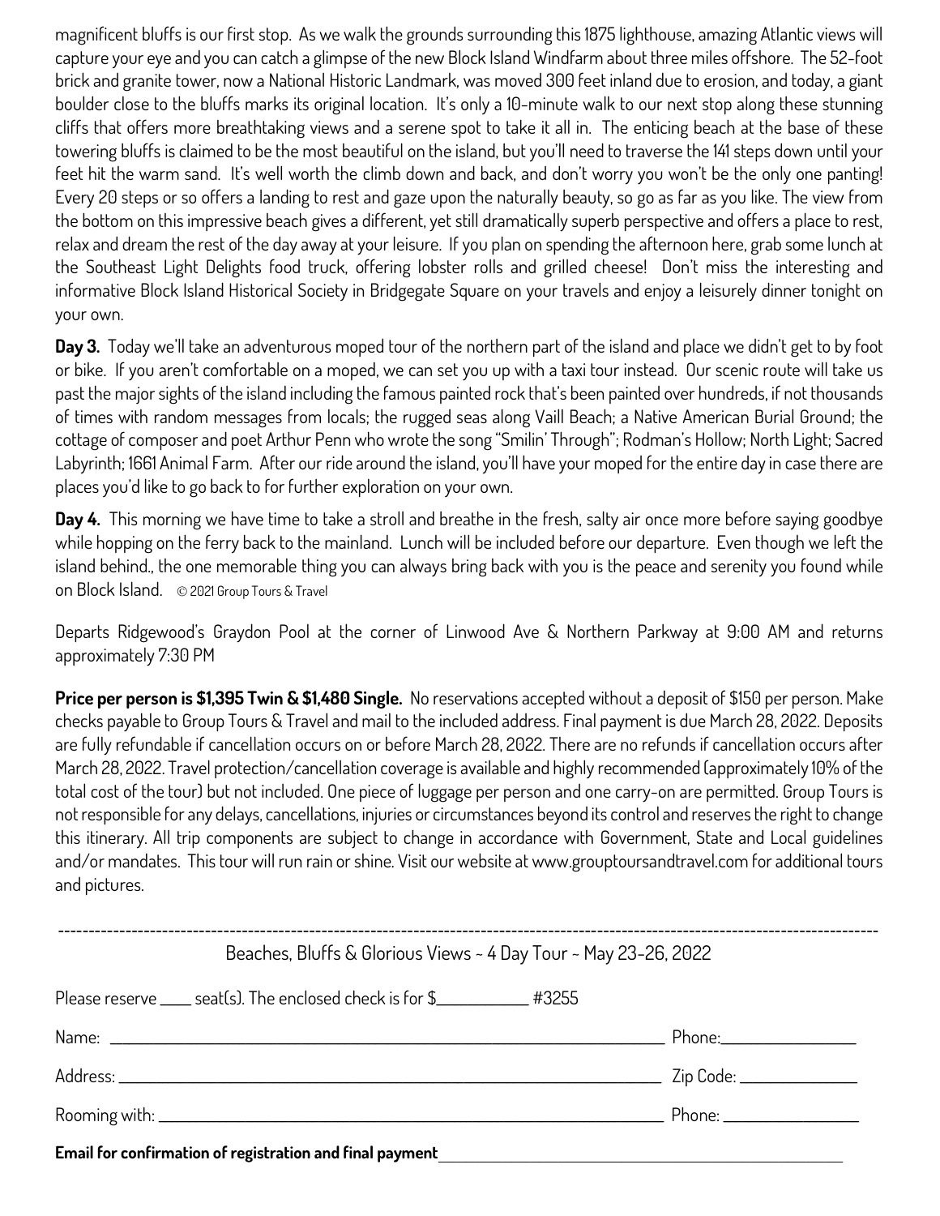magnificent bluffs is our first stop. As we walk the grounds surrounding this 1875 lighthouse, amazing Atlantic views will capture your eye and you can catch a glimpse of the new Block Island Windfarm about three miles offshore. The 52-foot brick and granite tower, now a National Historic Landmark, was moved 300 feet inland due to erosion, and today, a giant boulder close to the bluffs marks its original location. It's only a 10-minute walk to our next stop along these stunning cliffs that offers more breathtaking views and a serene spot to take it all in. The enticing beach at the base of these towering bluffs is claimed to be the most beautiful on the island, but you'll need to traverse the 141 steps down until your feet hit the warm sand. It's well worth the climb down and back, and don't worry you won't be the only one panting! Every 20 steps or so offers a landing to rest and gaze upon the naturally beauty, so go as far as you like. The view from the bottom on this impressive beach gives a different, yet still dramatically superb perspective and offers a place to rest, relax and dream the rest of the day away at your leisure. If you plan on spending the afternoon here, grab some lunch at the Southeast Light Delights food truck, offering lobster rolls and grilled cheese! Don't miss the interesting and informative Block Island Historical Society in Bridgegate Square on your travels and enjoy a leisurely dinner tonight on your own.

**Day 3.** Today we'll take an adventurous moped tour of the northern part of the island and place we didn't get to by foot or bike. If you aren't comfortable on a moped, we can set you up with a taxi tour instead. Our scenic route will take us past the major sights of the island including the famous painted rock that's been painted over hundreds, if not thousands of times with random messages from locals; the rugged seas along Vaill Beach; a Native American Burial Ground; the cottage of composer and poet Arthur Penn who wrote the song "Smilin' Through"; Rodman's Hollow; North Light; Sacred Labyrinth; 1661 Animal Farm. After our ride around the island, you'll have your moped for the entire day in case there are places you'd like to go back to for further exploration on your own.

**Day 4.** This morning we have time to take a stroll and breathe in the fresh, salty air once more before saying goodbye while hopping on the ferry back to the mainland. Lunch will be included before our departure. Even though we left the island behind., the one memorable thing you can always bring back with you is the peace and serenity you found while on Block Island. © 2021 Group Tours & Travel

Departs Ridgewood's Graydon Pool at the corner of Linwood Ave & Northern Parkway at 9:00 AM and returns approximately 7:30 PM

**Price per person is $1,395 Twin & $1,480 Single.** No reservations accepted without a deposit of $150 per person. Make checks payable to Group Tours & Travel and mail to the included address. Final payment is due March 28, 2022. Deposits are fully refundable if cancellation occurs on or before March 28, 2022. There are no refunds if cancellation occurs after March 28, 2022. Travel protection/cancellation coverage is available and highly recommended (approximately 10% of the total cost of the tour) but not included. One piece of luggage per person and one carry-on are permitted. Group Tours is not responsible for any delays, cancellations, injuries or circumstances beyond its control and reserves the right to change this itinerary. All trip components are subject to change in accordance with Government, State and Local guidelines and/or mandates. This tour will run rain or shine. Visit our website at www.grouptoursandtravel.com for additional tours and pictures.

---

Beaches, Bluffs & Glorious Views ~ 4 Day Tour ~ May 23-26, 2022

Please reserve ____ seat(s). The enclosed check is for $__________ #3255

Name: ______________________________ Phone:______________

Address: ______________________________ Zip Code: ______________

Rooming with: ______________________________ Phone: ______________

**Email for confirmation of registration and final payment**______________________________